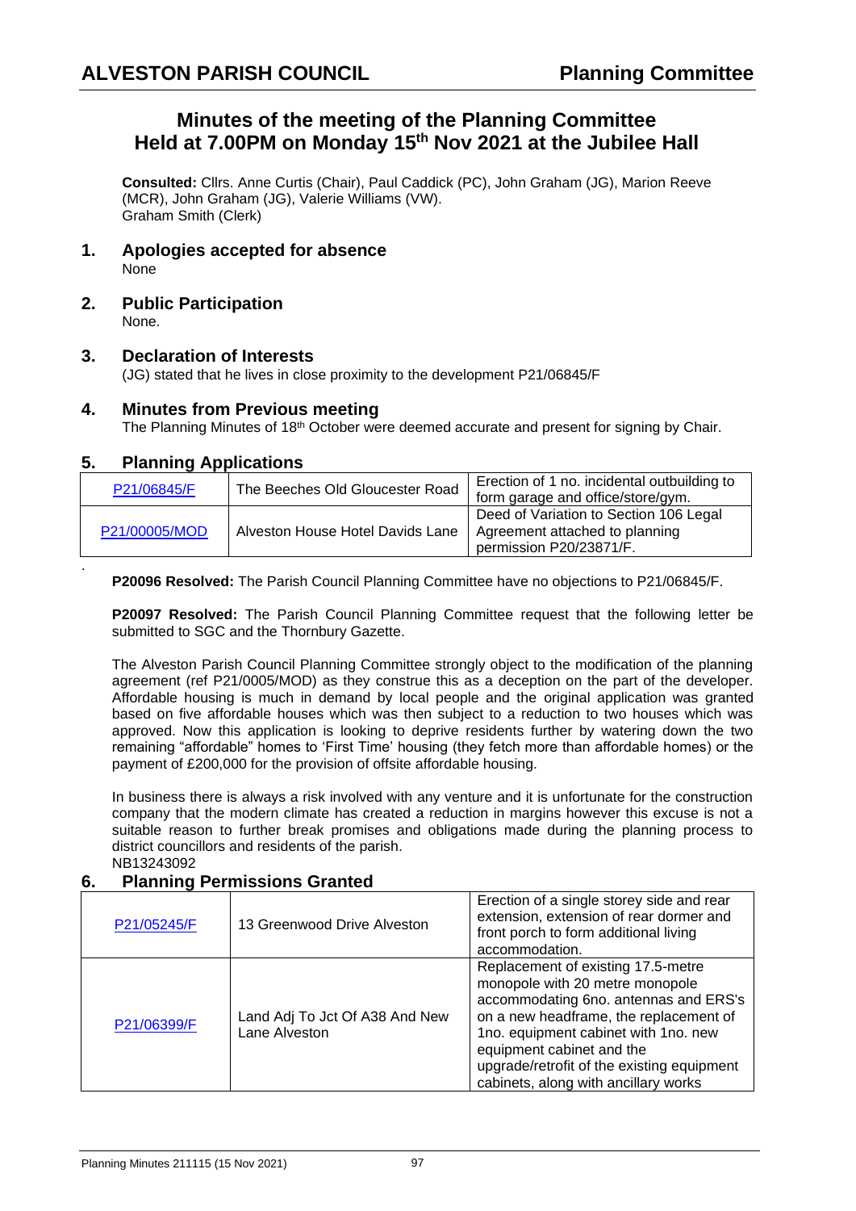# ALVESTON PARISH COUNCIL

## Planning Committee

# Minutes of the meeting of the Planning Committee Held at 7.00PM on Monday 15th Nov 2021 at the Jubilee Hall

**Consulted:** Cllrs. Anne Curtis (Chair), Paul Caddick (PC), John Graham (JG), Marion Reeve (MCR), John Graham (JG), Valerie Williams (VW).
Graham Smith (Clerk)

## 1. Apologies accepted for absence

None

## 2. Public Participation

None.

## 3. Declaration of Interests

(JG) stated that he lives in close proximity to the development P21/06845/F

## 4. Minutes from Previous meeting

The Planning Minutes of 18th October were deemed accurate and present for signing by Chair.

## 5. Planning Applications

| P21/06845/F | The Beeches Old Gloucester Road | Erection of 1 no. incidental outbuilding to form garage and office/store/gym. |
|---|---|---|
| P21/00005/MOD | Alveston House Hotel Davids Lane | Deed of Variation to Section 106 Legal Agreement attached to planning permission P20/23871/F. |

.

**P20096 Resolved:** The Parish Council Planning Committee have no objections to P21/06845/F.

**P20097 Resolved:** The Parish Council Planning Committee request that the following letter be submitted to SGC and the Thornbury Gazette.

The Alveston Parish Council Planning Committee strongly object to the modification of the planning agreement (ref P21/0005/MOD) as they construe this as a deception on the part of the developer. Affordable housing is much in demand by local people and the original application was granted based on five affordable houses which was then subject to a reduction to two houses which was approved. Now this application is looking to deprive residents further by watering down the two remaining "affordable" homes to 'First Time' housing (they fetch more than affordable homes) or the payment of £200,000 for the provision of offsite affordable housing.

In business there is always a risk involved with any venture and it is unfortunate for the construction company that the modern climate has created a reduction in margins however this excuse is not a suitable reason to further break promises and obligations made during the planning process to district councillors and residents of the parish.
NB13243092

## 6. Planning Permissions Granted

| P21/05245/F | 13 Greenwood Drive Alveston | Erection of a single storey side and rear extension, extension of rear dormer and front porch to form additional living accommodation. |
|---|---|---|
| P21/06399/F | Land Adj To Jct Of A38 And New Lane Alveston | Replacement of existing 17.5-metre monopole with 20 metre monopole accommodating 6no. antennas and ERS's on a new headframe, the replacement of 1no. equipment cabinet with 1no. new equipment cabinet and the upgrade/retrofit of the existing equipment cabinets, along with ancillary works |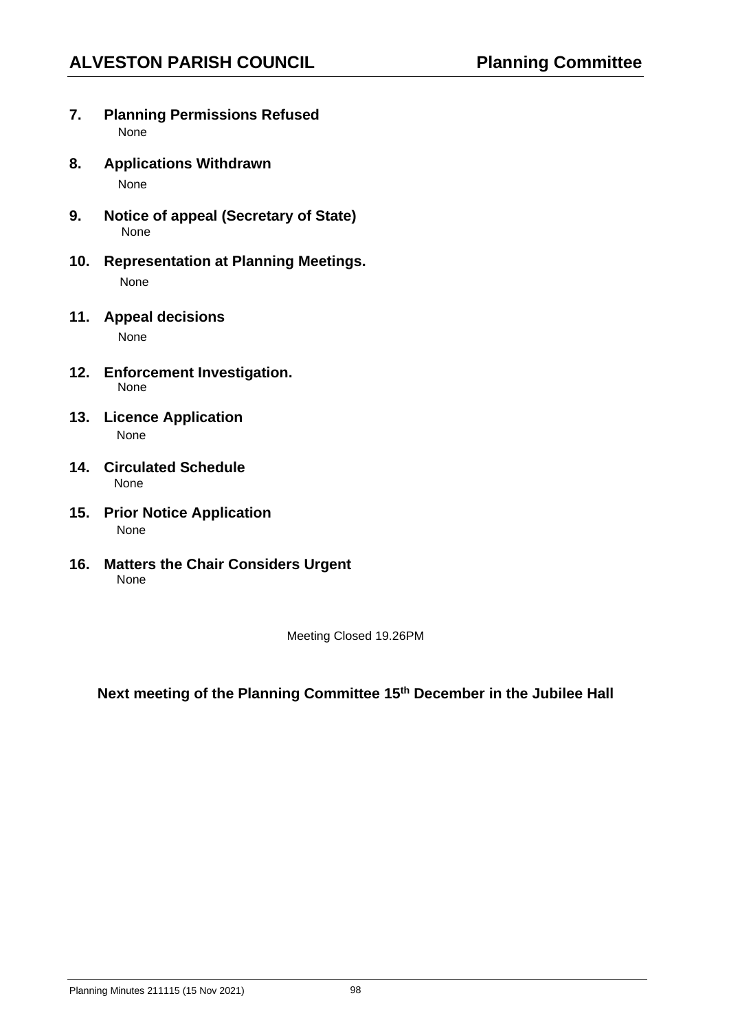**7. Planning Permissions Refused**

None

**8. Applications Withdrawn**

None

**9. Notice of appeal (Secretary of State)**

None

**10. Representation at Planning Meetings.**

None

**11. Appeal decisions**

None

**12. Enforcement Investigation.**

None

**13. Licence Application**

None

**14. Circulated Schedule**

None

**15. Prior Notice Application**

None

**16. Matters the Chair Considers Urgent**

None

Meeting Closed 19.26PM

**Next meeting of the Planning Committee 15th December in the Jubilee Hall**